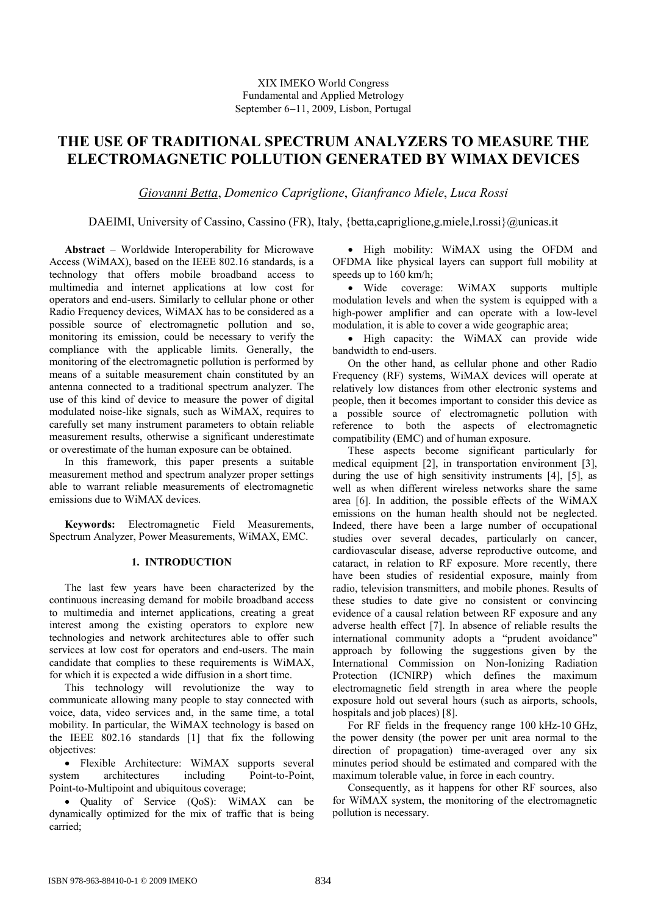XIX IMEKO World Congress
Fundamental and Applied Metrology
September 6−11, 2009, Lisbon, Portugal

# THE USE OF TRADITIONAL SPECTRUM ANALYZERS TO MEASURE THE ELECTROMAGNETIC POLLUTION GENERATED BY WIMAX DEVICES

*Giovanni Betta*, *Domenico Capriglione*, *Gianfranco Miele*, *Luca Rossi*

DAEIMI, University of Cassino, Cassino (FR), Italy, {betta,capriglione,g.miele,l.rossi}@unicas.it

**Abstract** − Worldwide Interoperability for Microwave Access (WiMAX), based on the IEEE 802.16 standards, is a technology that offers mobile broadband access to multimedia and internet applications at low cost for operators and end-users. Similarly to cellular phone or other Radio Frequency devices, WiMAX has to be considered as a possible source of electromagnetic pollution and so, monitoring its emission, could be necessary to verify the compliance with the applicable limits. Generally, the monitoring of the electromagnetic pollution is performed by means of a suitable measurement chain constituted by an antenna connected to a traditional spectrum analyzer. The use of this kind of device to measure the power of digital modulated noise-like signals, such as WiMAX, requires to carefully set many instrument parameters to obtain reliable measurement results, otherwise a significant underestimate or overestimate of the human exposure can be obtained.

In this framework, this paper presents a suitable measurement method and spectrum analyzer proper settings able to warrant reliable measurements of electromagnetic emissions due to WiMAX devices.

**Keywords:** Electromagnetic Field Measurements, Spectrum Analyzer, Power Measurements, WiMAX, EMC.

## 1. INTRODUCTION

The last few years have been characterized by the continuous increasing demand for mobile broadband access to multimedia and internet applications, creating a great interest among the existing operators to explore new technologies and network architectures able to offer such services at low cost for operators and end-users. The main candidate that complies to these requirements is WiMAX, for which it is expected a wide diffusion in a short time.

This technology will revolutionize the way to communicate allowing many people to stay connected with voice, data, video services and, in the same time, a total mobility. In particular, the WiMAX technology is based on the IEEE 802.16 standards [1] that fix the following objectives:

- Flexible Architecture: WiMAX supports several system architectures including Point-to-Point, Point-to-Multipoint and ubiquitous coverage;
- Quality of Service (QoS): WiMAX can be dynamically optimized for the mix of traffic that is being carried;
- High mobility: WiMAX using the OFDM and OFDMA like physical layers can support full mobility at speeds up to 160 km/h;
- Wide coverage: WiMAX supports multiple modulation levels and when the system is equipped with a high-power amplifier and can operate with a low-level modulation, it is able to cover a wide geographic area;
- High capacity: the WiMAX can provide wide bandwidth to end-users.

On the other hand, as cellular phone and other Radio Frequency (RF) systems, WiMAX devices will operate at relatively low distances from other electronic systems and people, then it becomes important to consider this device as a possible source of electromagnetic pollution with reference to both the aspects of electromagnetic compatibility (EMC) and of human exposure.

These aspects become significant particularly for medical equipment [2], in transportation environment [3], during the use of high sensitivity instruments [4], [5], as well as when different wireless networks share the same area [6]. In addition, the possible effects of the WiMAX emissions on the human health should not be neglected. Indeed, there have been a large number of occupational studies over several decades, particularly on cancer, cardiovascular disease, adverse reproductive outcome, and cataract, in relation to RF exposure. More recently, there have been studies of residential exposure, mainly from radio, television transmitters, and mobile phones. Results of these studies to date give no consistent or convincing evidence of a causal relation between RF exposure and any adverse health effect [7]. In absence of reliable results the international community adopts a "prudent avoidance" approach by following the suggestions given by the International Commission on Non-Ionizing Radiation Protection (ICNIRP) which defines the maximum electromagnetic field strength in area where the people exposure hold out several hours (such as airports, schools, hospitals and job places) [8].

For RF fields in the frequency range 100 kHz-10 GHz, the power density (the power per unit area normal to the direction of propagation) time-averaged over any six minutes period should be estimated and compared with the maximum tolerable value, in force in each country.

Consequently, as it happens for other RF sources, also for WiMAX system, the monitoring of the electromagnetic pollution is necessary.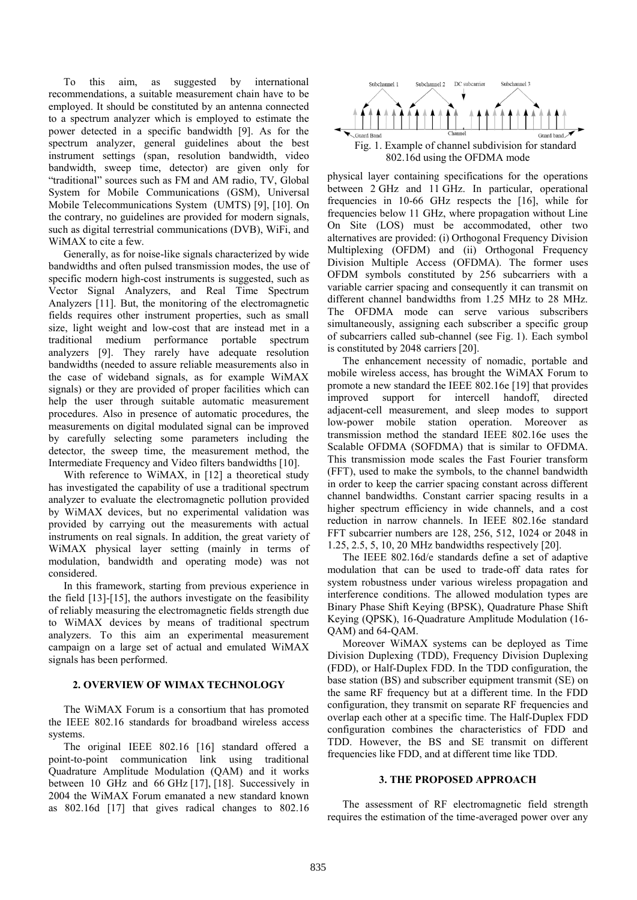To this aim, as suggested by international recommendations, a suitable measurement chain have to be employed. It should be constituted by an antenna connected to a spectrum analyzer which is employed to estimate the power detected in a specific bandwidth [9]. As for the spectrum analyzer, general guidelines about the best instrument settings (span, resolution bandwidth, video bandwidth, sweep time, detector) are given only for "traditional" sources such as FM and AM radio, TV, Global System for Mobile Communications (GSM), Universal Mobile Telecommunications System (UMTS) [9], [10]. On the contrary, no guidelines are provided for modern signals, such as digital terrestrial communications (DVB), WiFi, and WiMAX to cite a few.

Generally, as for noise-like signals characterized by wide bandwidths and often pulsed transmission modes, the use of specific modern high-cost instruments is suggested, such as Vector Signal Analyzers, and Real Time Spectrum Analyzers [11]. But, the monitoring of the electromagnetic fields requires other instrument properties, such as small size, light weight and low-cost that are instead met in a traditional medium performance portable spectrum analyzers [9]. They rarely have adequate resolution bandwidths (needed to assure reliable measurements also in the case of wideband signals, as for example WiMAX signals) or they are provided of proper facilities which can help the user through suitable automatic measurement procedures. Also in presence of automatic procedures, the measurements on digital modulated signal can be improved by carefully selecting some parameters including the detector, the sweep time, the measurement method, the Intermediate Frequency and Video filters bandwidths [10].

With reference to WiMAX, in [12] a theoretical study has investigated the capability of use a traditional spectrum analyzer to evaluate the electromagnetic pollution provided by WiMAX devices, but no experimental validation was provided by carrying out the measurements with actual instruments on real signals. In addition, the great variety of WiMAX physical layer setting (mainly in terms of modulation, bandwidth and operating mode) was not considered.

In this framework, starting from previous experience in the field [13]-[15], the authors investigate on the feasibility of reliably measuring the electromagnetic fields strength due to WiMAX devices by means of traditional spectrum analyzers. To this aim an experimental measurement campaign on a large set of actual and emulated WiMAX signals has been performed.

## 2. OVERVIEW OF WIMAX TECHNOLOGY

The WiMAX Forum is a consortium that has promoted the IEEE 802.16 standards for broadband wireless access systems.

The original IEEE 802.16 [16] standard offered a point-to-point communication link using traditional Quadrature Amplitude Modulation (QAM) and it works between 10 GHz and 66 GHz [17], [18]. Successively in 2004 the WiMAX Forum emanated a new standard known as 802.16d [17] that gives radical changes to 802.16 physical layer containing specifications for the operations between 2 GHz and 11 GHz. In particular, operational frequencies in 10-66 GHz respects the [16], while for frequencies below 11 GHz, where propagation without Line On Site (LOS) must be accommodated, other two alternatives are provided: (i) Orthogonal Frequency Division Multiplexing (OFDM) and (ii) Orthogonal Frequency Division Multiple Access (OFDMA). The former uses OFDM symbols constituted by 256 subcarriers with a variable carrier spacing and consequently it can transmit on different channel bandwidths from 1.25 MHz to 28 MHz. The OFDMA mode can serve various subscribers simultaneously, assigning each subscriber a specific group of subcarriers called sub-channel (see Fig. 1). Each symbol is constituted by 2048 carriers [20].

Fig. 1. Example of channel subdivision for standard 802.16d using the OFDMA mode

The enhancement necessity of nomadic, portable and mobile wireless access, has brought the WiMAX Forum to promote a new standard the IEEE 802.16e [19] that provides improved support for intercell handoff, directed adjacent-cell measurement, and sleep modes to support low-power mobile station operation. Moreover as transmission method the standard IEEE 802.16e uses the Scalable OFDMA (SOFDMA) that is similar to OFDMA. This transmission mode scales the Fast Fourier transform (FFT), used to make the symbols, to the channel bandwidth in order to keep the carrier spacing constant across different channel bandwidths. Constant carrier spacing results in a higher spectrum efficiency in wide channels, and a cost reduction in narrow channels. In IEEE 802.16e standard FFT subcarrier numbers are 128, 256, 512, 1024 or 2048 in 1.25, 2.5, 5, 10, 20 MHz bandwidths respectively [20].

The IEEE 802.16d/e standards define a set of adaptive modulation that can be used to trade-off data rates for system robustness under various wireless propagation and interference conditions. The allowed modulation types are Binary Phase Shift Keying (BPSK), Quadrature Phase Shift Keying (QPSK), 16-Quadrature Amplitude Modulation (16-QAM) and 64-QAM.

Moreover WiMAX systems can be deployed as Time Division Duplexing (TDD), Frequency Division Duplexing (FDD), or Half-Duplex FDD. In the TDD configuration, the base station (BS) and subscriber equipment transmit (SE) on the same RF frequency but at a different time. In the FDD configuration, they transmit on separate RF frequencies and overlap each other at a specific time. The Half-Duplex FDD configuration combines the characteristics of FDD and TDD. However, the BS and SE transmit on different frequencies like FDD, and at different time like TDD.

## 3. THE PROPOSED APPROACH

The assessment of RF electromagnetic field strength requires the estimation of the time-averaged power over any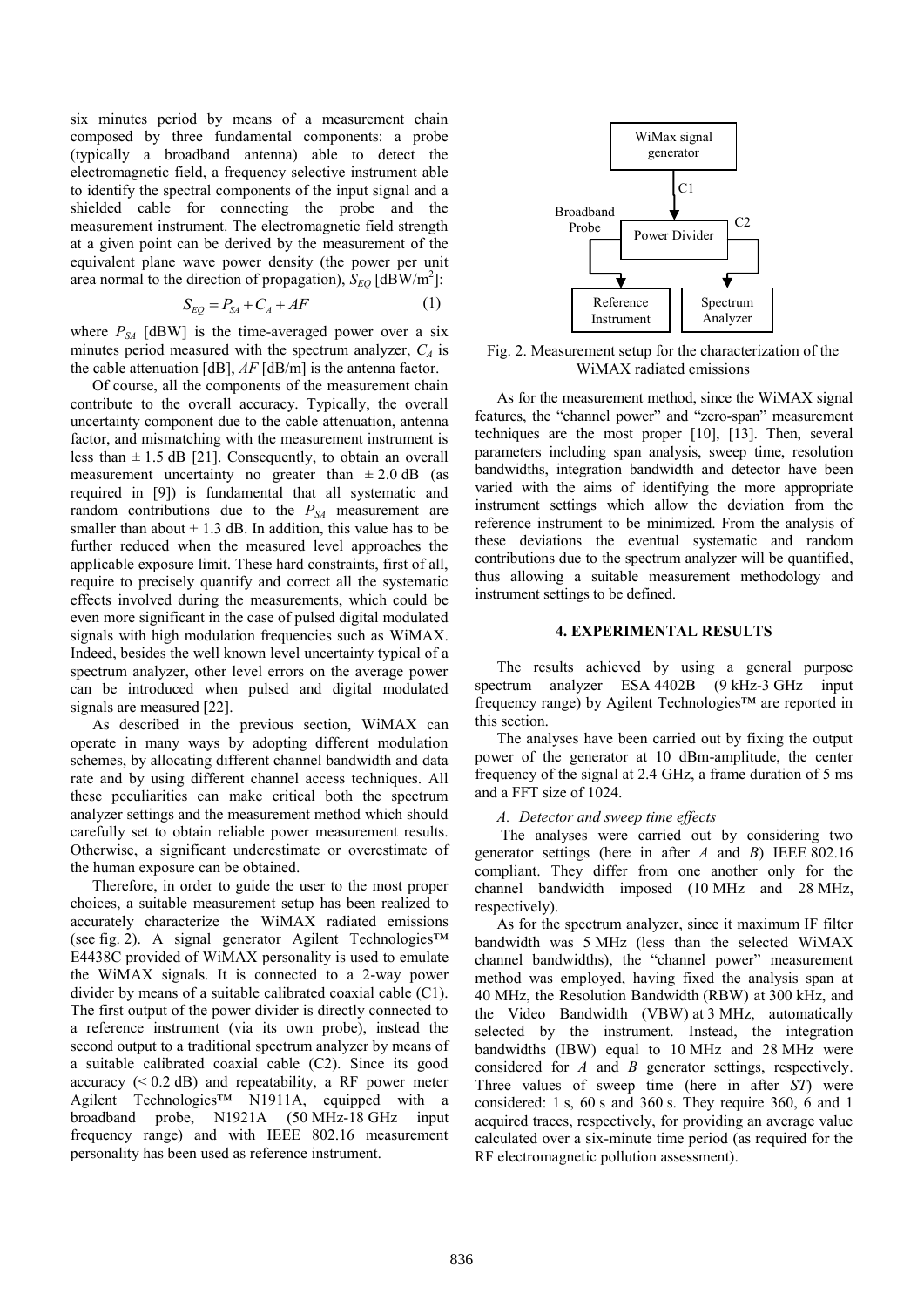six minutes period by means of a measurement chain composed by three fundamental components: a probe (typically a broadband antenna) able to detect the electromagnetic field, a frequency selective instrument able to identify the spectral components of the input signal and a shielded cable for connecting the probe and the measurement instrument. The electromagnetic field strength at a given point can be derived by the measurement of the equivalent plane wave power density (the power per unit area normal to the direction of propagation), $S_{EQ}$ [dBW/m$^2$]:

$$S_{EQ} = P_{SA} + C_A + AF \tag{1}$$

where $P_{SA}$ [dBW] is the time-averaged power over a six minutes period measured with the spectrum analyzer, $C_A$ is the cable attenuation [dB], $AF$ [dB/m] is the antenna factor.

Of course, all the components of the measurement chain contribute to the overall accuracy. Typically, the overall uncertainty component due to the cable attenuation, antenna factor, and mismatching with the measurement instrument is less than $\pm$ 1.5 dB [21]. Consequently, to obtain an overall measurement uncertainty no greater than $\pm$ 2.0 dB (as required in [9]) is fundamental that all systematic and random contributions due to the $P_{SA}$ measurement are smaller than about $\pm$ 1.3 dB. In addition, this value has to be further reduced when the measured level approaches the applicable exposure limit. These hard constraints, first of all, require to precisely quantify and correct all the systematic effects involved during the measurements, which could be even more significant in the case of pulsed digital modulated signals with high modulation frequencies such as WiMAX. Indeed, besides the well known level uncertainty typical of a spectrum analyzer, other level errors on the average power can be introduced when pulsed and digital modulated signals are measured [22].

As described in the previous section, WiMAX can operate in many ways by adopting different modulation schemes, by allocating different channel bandwidth and data rate and by using different channel access techniques. All these peculiarities can make critical both the spectrum analyzer settings and the measurement method which should carefully set to obtain reliable power measurement results. Otherwise, a significant underestimate or overestimate of the human exposure can be obtained.

Therefore, in order to guide the user to the most proper choices, a suitable measurement setup has been realized to accurately characterize the WiMAX radiated emissions (see fig. 2). A signal generator Agilent Technologies™ E4438C provided of WiMAX personality is used to emulate the WiMAX signals. It is connected to a 2-way power divider by means of a suitable calibrated coaxial cable (C1). The first output of the power divider is directly connected to a reference instrument (via its own probe), instead the second output to a traditional spectrum analyzer by means of a suitable calibrated coaxial cable (C2). Since its good accuracy (< 0.2 dB) and repeatability, a RF power meter Agilent Technologies™ N1911A, equipped with a broadband probe, N1921A (50 MHz-18 GHz input frequency range) and with IEEE 802.16 measurement personality has been used as reference instrument.

Fig. 2. Measurement setup for the characterization of the WiMAX radiated emissions

As for the measurement method, since the WiMAX signal features, the "channel power" and "zero-span" measurement techniques are the most proper [10], [13]. Then, several parameters including span analysis, sweep time, resolution bandwidths, integration bandwidth and detector have been varied with the aims of identifying the more appropriate instrument settings which allow the deviation from the reference instrument to be minimized. From the analysis of these deviations the eventual systematic and random contributions due to the spectrum analyzer will be quantified, thus allowing a suitable measurement methodology and instrument settings to be defined.

## 4. EXPERIMENTAL RESULTS

The results achieved by using a general purpose spectrum analyzer ESA 4402B (9 kHz-3 GHz input frequency range) by Agilent Technologies™ are reported in this section.

The analyses have been carried out by fixing the output power of the generator at 10 dBm-amplitude, the center frequency of the signal at 2.4 GHz, a frame duration of 5 ms and a FFT size of 1024.

### *A. Detector and sweep time effects*

The analyses were carried out by considering two generator settings (here in after *A* and *B*) IEEE 802.16 compliant. They differ from one another only for the channel bandwidth imposed (10 MHz and 28 MHz, respectively).

As for the spectrum analyzer, since it maximum IF filter bandwidth was 5 MHz (less than the selected WiMAX channel bandwidths), the "channel power" measurement method was employed, having fixed the analysis span at 40 MHz, the Resolution Bandwidth (RBW) at 300 kHz, and the Video Bandwidth (VBW) at 3 MHz, automatically selected by the instrument. Instead, the integration bandwidths (IBW) equal to 10 MHz and 28 MHz were considered for *A* and *B* generator settings, respectively. Three values of sweep time (here in after *ST*) were considered: 1 s, 60 s and 360 s. They require 360, 6 and 1 acquired traces, respectively, for providing an average value calculated over a six-minute time period (as required for the RF electromagnetic pollution assessment).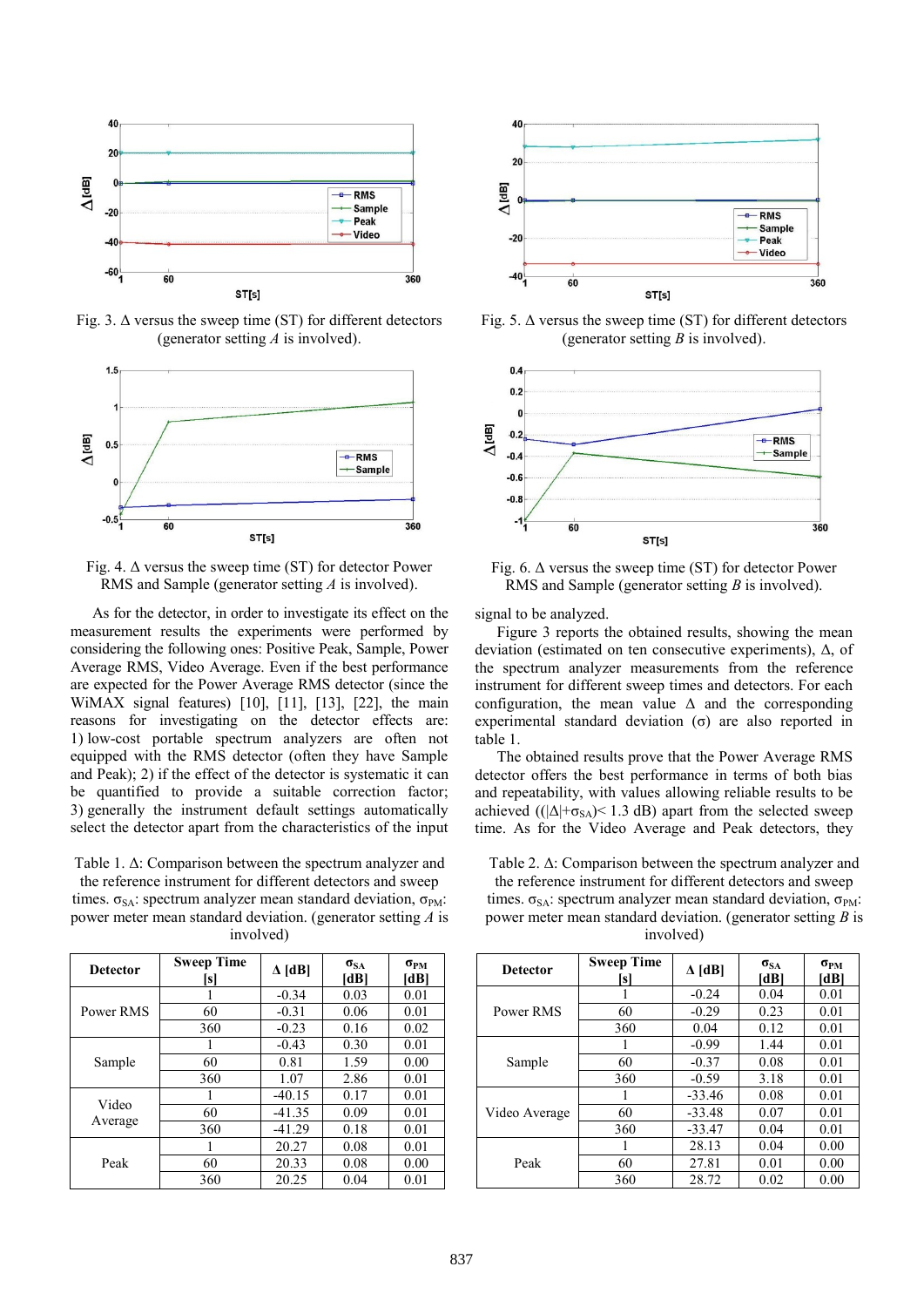Fig. 3. Δ versus the sweep time (ST) for different detectors (generator setting *A* is involved).

Fig. 4. Δ versus the sweep time (ST) for detector Power RMS and Sample (generator setting *A* is involved).

Fig. 5. Δ versus the sweep time (ST) for different detectors (generator setting *B* is involved).

Fig. 6. Δ versus the sweep time (ST) for detector Power RMS and Sample (generator setting *B* is involved).

As for the detector, in order to investigate its effect on the measurement results the experiments were performed by considering the following ones: Positive Peak, Sample, Power Average RMS, Video Average. Even if the best performance are expected for the Power Average RMS detector (since the WiMAX signal features) [10], [11], [13], [22], the main reasons for investigating on the detector effects are: 1) low-cost portable spectrum analyzers are often not equipped with the RMS detector (often they have Sample and Peak); 2) if the effect of the detector is systematic it can be quantified to provide a suitable correction factor; 3) generally the instrument default settings automatically select the detector apart from the characteristics of the input signal to be analyzed.

Figure 3 reports the obtained results, showing the mean deviation (estimated on ten consecutive experiments), Δ, of the spectrum analyzer measurements from the reference instrument for different sweep times and detectors. For each configuration, the mean value Δ and the corresponding experimental standard deviation (σ) are also reported in table 1.

The obtained results prove that the Power Average RMS detector offers the best performance in terms of both bias and repeatability, with values allowing reliable results to be achieved ($(|\Delta|+\sigma_{SA}) < 1.3$ dB) apart from the selected sweep time. As for the Video Average and Peak detectors, they

Table 1. Δ: Comparison between the spectrum analyzer and the reference instrument for different detectors and sweep times. $\sigma_{SA}$: spectrum analyzer mean standard deviation, $\sigma_{PM}$: power meter mean standard deviation. (generator setting *A* is involved)

| Detector | Sweep Time [s] | Δ [dB] | $\sigma_{SA}$ [dB] | $\sigma_{PM}$ [dB] |
|---|---|---|---|---|
| Power RMS | 1 | -0.34 | 0.03 | 0.01 |
| | 60 | -0.31 | 0.06 | 0.01 |
| | 360 | -0.23 | 0.16 | 0.02 |
| Sample | 1 | -0.43 | 0.30 | 0.01 |
| | 60 | 0.81 | 1.59 | 0.00 |
| | 360 | 1.07 | 2.86 | 0.01 |
| Video Average | 1 | -40.15 | 0.17 | 0.01 |
| | 60 | -41.35 | 0.09 | 0.01 |
| | 360 | -41.29 | 0.18 | 0.01 |
| Peak | 1 | 20.27 | 0.08 | 0.01 |
| | 60 | 20.33 | 0.08 | 0.00 |
| | 360 | 20.25 | 0.04 | 0.01 |

Table 2. Δ: Comparison between the spectrum analyzer and the reference instrument for different detectors and sweep times. $\sigma_{SA}$: spectrum analyzer mean standard deviation, $\sigma_{PM}$: power meter mean standard deviation. (generator setting *B* is involved)

| Detector | Sweep Time [s] | Δ [dB] | $\sigma_{SA}$ [dB] | $\sigma_{PM}$ [dB] |
|---|---|---|---|---|
| Power RMS | 1 | -0.24 | 0.04 | 0.01 |
| | 60 | -0.29 | 0.23 | 0.01 |
| | 360 | 0.04 | 0.12 | 0.01 |
| Sample | 1 | -0.99 | 1.44 | 0.01 |
| | 60 | -0.37 | 0.08 | 0.01 |
| | 360 | -0.59 | 3.18 | 0.01 |
| Video Average | 1 | -33.46 | 0.08 | 0.01 |
| | 60 | -33.48 | 0.07 | 0.01 |
| | 360 | -33.47 | 0.04 | 0.01 |
| Peak | 1 | 28.13 | 0.04 | 0.00 |
| | 60 | 27.81 | 0.01 | 0.00 |
| | 360 | 28.72 | 0.02 | 0.00 |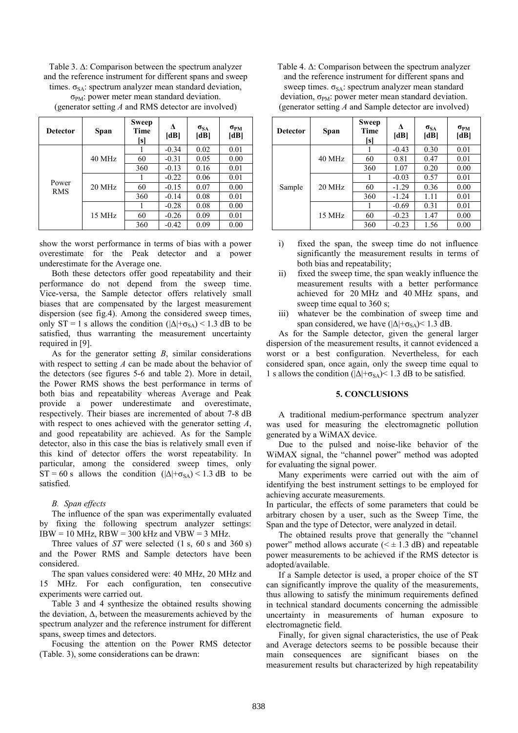Table 3. Δ: Comparison between the spectrum analyzer and the reference instrument for different spans and sweep times. $\sigma_{SA}$: spectrum analyzer mean standard deviation, $\sigma_{PM}$: power meter mean standard deviation. (generator setting *A* and RMS detector are involved)

| Detector | Span | Sweep Time [s] | Δ [dB] | $\sigma_{SA}$ [dB] | $\sigma_{PM}$ [dB] |
|---|---|---|---|---|---|
| Power RMS | 40 MHz | 1 | -0.34 | 0.02 | 0.01 |
| | | 60 | -0.31 | 0.05 | 0.00 |
| | | 360 | -0.13 | 0.16 | 0.01 |
| | 20 MHz | 1 | -0.22 | 0.06 | 0.01 |
| | | 60 | -0.15 | 0.07 | 0.00 |
| | | 360 | -0.14 | 0.08 | 0.01 |
| | 15 MHz | 1 | -0.28 | 0.08 | 0.00 |
| | | 60 | -0.26 | 0.09 | 0.01 |
| | | 360 | -0.42 | 0.09 | 0.00 |

show the worst performance in terms of bias with a power overestimate for the Peak detector and a power underestimate for the Average one.

Both these detectors offer good repeatability and their performance do not depend from the sweep time. Vice-versa, the Sample detector offers relatively small biases that are compensated by the largest measurement dispersion (see fig.4). Among the considered sweep times, only ST = 1 s allows the condition $(|\Delta|+\sigma_{SA}) < 1.3$ dB to be satisfied, thus warranting the measurement uncertainty required in [9].

As for the generator setting *B*, similar considerations with respect to setting *A* can be made about the behavior of the detectors (see figures 5-6 and table 2). More in detail, the Power RMS shows the best performance in terms of both bias and repeatability whereas Average and Peak provide a power underestimate and overestimate, respectively. Their biases are incremented of about 7-8 dB with respect to ones achieved with the generator setting *A*, and good repeatability are achieved. As for the Sample detector, also in this case the bias is relatively small even if this kind of detector offers the worst repeatability. In particular, among the considered sweep times, only ST = 60 s allows the condition $(|\Delta|+\sigma_{SA}) < 1.3$ dB to be satisfied.

### *B. Span effects*

The influence of the span was experimentally evaluated by fixing the following spectrum analyzer settings: IBW = 10 MHz, RBW = 300 kHz and VBW = 3 MHz.

Three values of *ST* were selected (1 s, 60 s and 360 s) and the Power RMS and Sample detectors have been considered.

The span values considered were: 40 MHz, 20 MHz and 15 MHz. For each configuration, ten consecutive experiments were carried out.

Table 3 and 4 synthesize the obtained results showing the deviation, Δ, between the measurements achieved by the spectrum analyzer and the reference instrument for different spans, sweep times and detectors.

Focusing the attention on the Power RMS detector (Table. 3), some considerations can be drawn:

Table 4. Δ: Comparison between the spectrum analyzer and the reference instrument for different spans and sweep times. $\sigma_{SA}$: spectrum analyzer mean standard deviation, $\sigma_{PM}$: power meter mean standard deviation. (generator setting *A* and Sample detector are involved)

| Detector | Span | Sweep Time [s] | Δ [dB] | $\sigma_{SA}$ [dB] | $\sigma_{PM}$ [dB] |
|---|---|---|---|---|---|
| Sample | 40 MHz | 1 | -0.43 | 0.30 | 0.01 |
| | | 60 | 0.81 | 0.47 | 0.01 |
| | | 360 | 1.07 | 0.20 | 0.00 |
| | 20 MHz | 1 | -0.03 | 0.57 | 0.01 |
| | | 60 | -1.29 | 0.36 | 0.00 |
| | | 360 | -1.24 | 1.11 | 0.01 |
| | 15 MHz | 1 | -0.69 | 0.31 | 0.01 |
| | | 60 | -0.23 | 1.47 | 0.00 |
| | | 360 | -0.23 | 1.56 | 0.00 |

i) fixed the span, the sweep time do not influence significantly the measurement results in terms of both bias and repeatability;
ii) fixed the sweep time, the span weakly influence the measurement results with a better performance achieved for 20 MHz and 40 MHz spans, and sweep time equal to 360 s;
iii) whatever be the combination of sweep time and span considered, we have $(|\Delta|+\sigma_{SA}) < 1.3$ dB.

As for the Sample detector, given the general larger dispersion of the measurement results, it cannot evidenced a worst or a best configuration. Nevertheless, for each considered span, once again, only the sweep time equal to 1 s allows the condition $(|\Delta|+\sigma_{SA}) < 1.3$ dB to be satisfied.

## 5. CONCLUSIONS

A traditional medium-performance spectrum analyzer was used for measuring the electromagnetic pollution generated by a WiMAX device.

Due to the pulsed and noise-like behavior of the WiMAX signal, the "channel power" method was adopted for evaluating the signal power.

Many experiments were carried out with the aim of identifying the best instrument settings to be employed for achieving accurate measurements.

In particular, the effects of some parameters that could be arbitrary chosen by a user, such as the Sweep Time, the Span and the type of Detector, were analyzed in detail.

The obtained results prove that generally the "channel power" method allows accurate ($< \pm 1.3$ dB) and repeatable power measurements to be achieved if the RMS detector is adopted/available.

If a Sample detector is used, a proper choice of the ST can significantly improve the quality of the measurements, thus allowing to satisfy the minimum requirements defined in technical standard documents concerning the admissible uncertainty in measurements of human exposure to electromagnetic field.

Finally, for given signal characteristics, the use of Peak and Average detectors seems to be possible because their main consequences are significant biases on the measurement results but characterized by high repeatability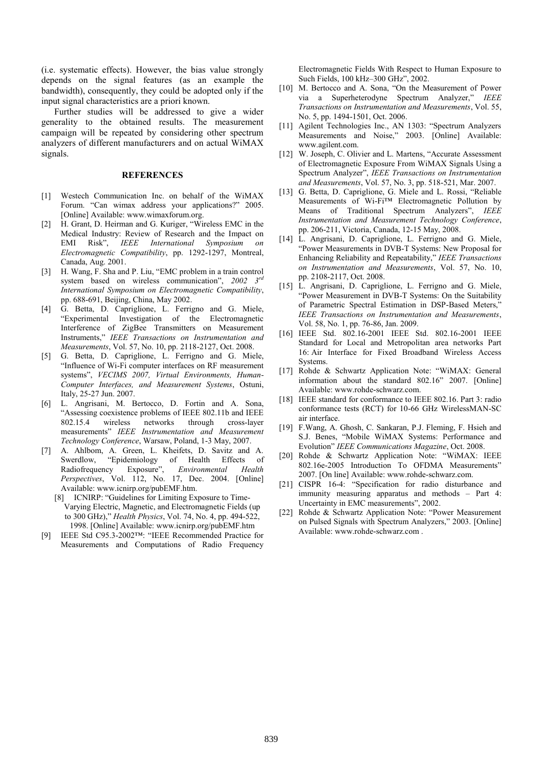(i.e. systematic effects). However, the bias value strongly depends on the signal features (as an example the bandwidth), consequently, they could be adopted only if the input signal characteristics are a priori known.

Further studies will be addressed to give a wider generality to the obtained results. The measurement campaign will be repeated by considering other spectrum analyzers of different manufacturers and on actual WiMAX signals.

## REFERENCES

[1] Westech Communication Inc. on behalf of the WiMAX Forum. "Can wimax address your applications?" 2005. [Online] Available: www.wimaxforum.org.

[2] H. Grant, D. Heirman and G. Kuriger, "Wireless EMC in the Medical Industry: Review of Research and the Impact on EMI Risk", *IEEE International Symposium on Electromagnetic Compatibility*, pp. 1292-1297, Montreal, Canada, Aug. 2001.

[3] H. Wang, F. Sha and P. Liu, "EMC problem in a train control system based on wireless communication", *2002 3rd International Symposium on Electromagnetic Compatibility*, pp. 688-691, Beijing, China, May 2002.

[4] G. Betta, D. Capriglione, L. Ferrigno and G. Miele, "Experimental Investigation of the Electromagnetic Interference of ZigBee Transmitters on Measurement Instruments," *IEEE Transactions on Instrumentation and Measurements*, Vol. 57, No. 10, pp. 2118-2127, Oct. 2008.

[5] G. Betta, D. Capriglione, L. Ferrigno and G. Miele, "Influence of Wi-Fi computer interfaces on RF measurement systems", *VECIMS 2007, Virtual Environments, Human-Computer Interfaces, and Measurement Systems*, Ostuni, Italy, 25-27 Jun. 2007.

[6] L. Angrisani, M. Bertocco, D. Fortin and A. Sona, "Assessing coexistence problems of IEEE 802.11b and IEEE 802.15.4 wireless networks through cross-layer measurements" *IEEE Instrumentation and Measurement Technology Conference*, Warsaw, Poland, 1-3 May, 2007.

[7] A. Ahlbom, A. Green, L. Kheifets, D. Savitz and A. Swerdlow, "Epidemiology of Health Effects of Radiofrequency Exposure", *Environmental Health Perspectives*, Vol. 112, No. 17, Dec. 2004. [Online] Available: www.icnirp.org/pubEMF.htm.

[8] ICNIRP: "Guidelines for Limiting Exposure to Time-Varying Electric, Magnetic, and Electromagnetic Fields (up to 300 GHz)," *Health Physics*, Vol. 74, No. 4, pp. 494-522, 1998. [Online] Available: www.icnirp.org/pubEMF.htm

[9] IEEE Std C95.3-2002™: "IEEE Recommended Practice for Measurements and Computations of Radio Frequency Electromagnetic Fields With Respect to Human Exposure to Such Fields, 100 kHz–300 GHz", 2002.

[10] M. Bertocco and A. Sona, "On the Measurement of Power via a Superheterodyne Spectrum Analyzer," *IEEE Transactions on Instrumentation and Measurements*, Vol. 55, No. 5, pp. 1494-1501, Oct. 2006.

[11] Agilent Technologies Inc., AN 1303: "Spectrum Analyzers Measurements and Noise," 2003. [Online] Available: www.agilent.com.

[12] W. Joseph, C. Olivier and L. Martens, "Accurate Assessment of Electromagnetic Exposure From WiMAX Signals Using a Spectrum Analyzer", *IEEE Transactions on Instrumentation and Measurements*, Vol. 57, No. 3, pp. 518-521, Mar. 2007.

[13] G. Betta, D. Capriglione, G. Miele and L. Rossi, "Reliable Measurements of Wi-Fi™ Electromagnetic Pollution by Means of Traditional Spectrum Analyzers", *IEEE Instrumentation and Measurement Technology Conference*, pp. 206-211, Victoria, Canada, 12-15 May, 2008.

[14] L. Angrisani, D. Capriglione, L. Ferrigno and G. Miele, "Power Measurements in DVB-T Systems: New Proposal for Enhancing Reliability and Repeatability," *IEEE Transactions on Instrumentation and Measurements*, Vol. 57, No. 10, pp. 2108-2117, Oct. 2008.

[15] L. Angrisani, D. Capriglione, L. Ferrigno and G. Miele, "Power Measurement in DVB-T Systems: On the Suitability of Parametric Spectral Estimation in DSP-Based Meters," *IEEE Transactions on Instrumentation and Measurements*, Vol. 58, No. 1, pp. 76-86, Jan. 2009.

[16] IEEE Std. 802.16-2001 IEEE Std. 802.16-2001 IEEE Standard for Local and Metropolitan area networks Part 16: Air Interface for Fixed Broadband Wireless Access Systems.

[17] Rohde & Schwartz Application Note: "WiMAX: General information about the standard 802.16" 2007. [Online] Available: www.rohde-schwarz.com.

[18] IEEE standard for conformance to IEEE 802.16. Part 3: radio conformance tests (RCT) for 10-66 GHz WirelessMAN-SC air interface.

[19] F.Wang, A. Ghosh, C. Sankaran, P.J. Fleming, F. Hsieh and S.J. Benes, "Mobile WiMAX Systems: Performance and Evolution" *IEEE Communications Magazine*, Oct. 2008.

[20] Rohde & Schwartz Application Note: "WiMAX: IEEE 802.16e-2005 Introduction To OFDMA Measurements" 2007. [On line] Available: www.rohde-schwarz.com.

[21] CISPR 16-4: "Specification for radio disturbance and immunity measuring apparatus and methods – Part 4: Uncertainty in EMC measurements", 2002.

[22] Rohde & Schwartz Application Note: "Power Measurement on Pulsed Signals with Spectrum Analyzers," 2003. [Online] Available: www.rohde-schwarz.com .